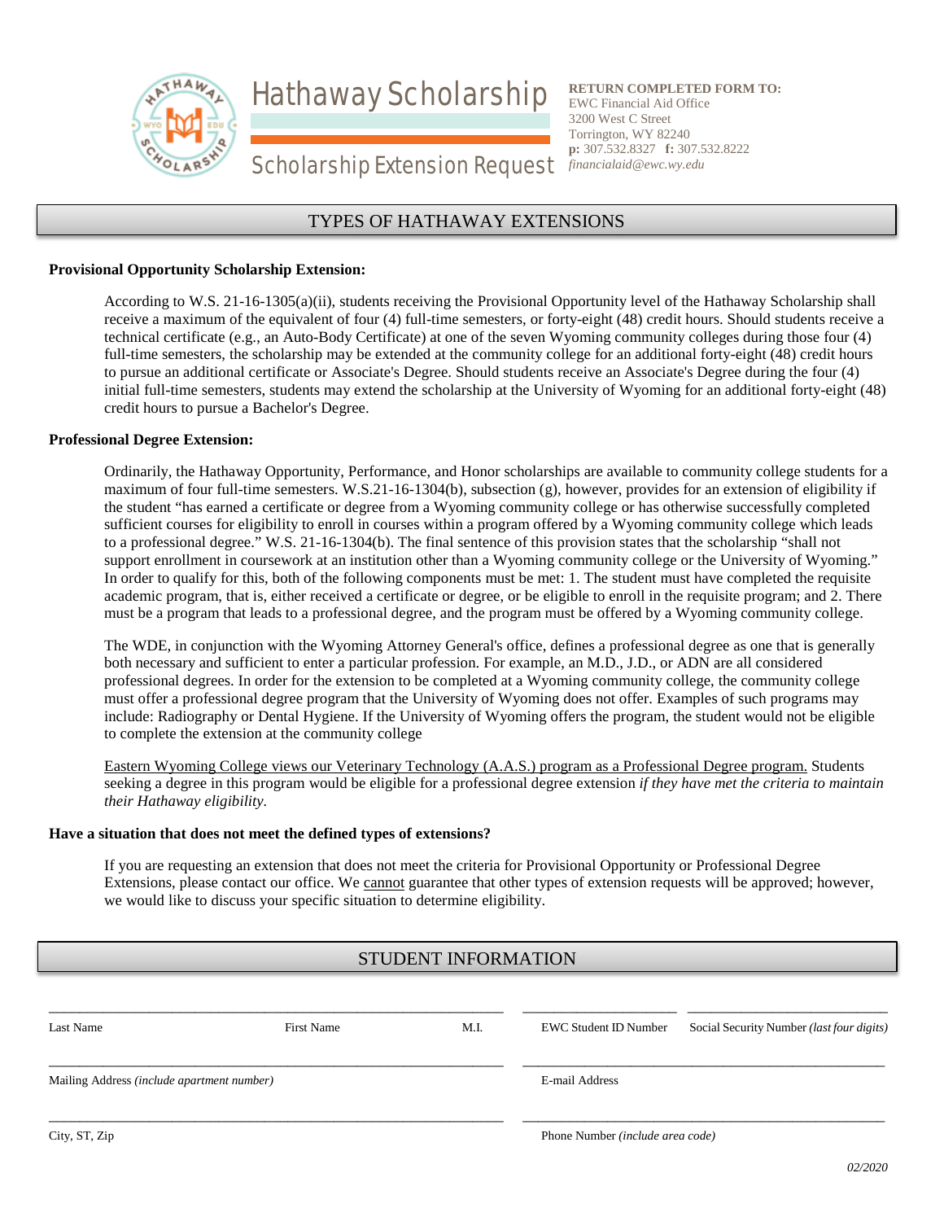# Hathaway Scholarship

## Scholarship Extension Request

**RETURN COMPLETED FORM TO:**
EWC Financial Aid Office
3200 West C Street
Torrington, WY 82240
**p:** 307.532.8327 **f:** 307.532.8222
*financialaid@ewc.wy.edu*

## TYPES OF HATHAWAY EXTENSIONS

**Provisional Opportunity Scholarship Extension:**

According to W.S. 21-16-1305(a)(ii), students receiving the Provisional Opportunity level of the Hathaway Scholarship shall receive a maximum of the equivalent of four (4) full-time semesters, or forty-eight (48) credit hours. Should students receive a technical certificate (e.g., an Auto-Body Certificate) at one of the seven Wyoming community colleges during those four (4) full-time semesters, the scholarship may be extended at the community college for an additional forty-eight (48) credit hours to pursue an additional certificate or Associate's Degree. Should students receive an Associate's Degree during the four (4) initial full-time semesters, students may extend the scholarship at the University of Wyoming for an additional forty-eight (48) credit hours to pursue a Bachelor's Degree.

**Professional Degree Extension:**

Ordinarily, the Hathaway Opportunity, Performance, and Honor scholarships are available to community college students for a maximum of four full-time semesters. W.S.21-16-1304(b), subsection (g), however, provides for an extension of eligibility if the student "has earned a certificate or degree from a Wyoming community college or has otherwise successfully completed sufficient courses for eligibility to enroll in courses within a program offered by a Wyoming community college which leads to a professional degree." W.S. 21-16-1304(b). The final sentence of this provision states that the scholarship "shall not support enrollment in coursework at an institution other than a Wyoming community college or the University of Wyoming." In order to qualify for this, both of the following components must be met: 1. The student must have completed the requisite academic program, that is, either received a certificate or degree, or be eligible to enroll in the requisite program; and 2. There must be a program that leads to a professional degree, and the program must be offered by a Wyoming community college.

The WDE, in conjunction with the Wyoming Attorney General's office, defines a professional degree as one that is generally both necessary and sufficient to enter a particular profession. For example, an M.D., J.D., or ADN are all considered professional degrees. In order for the extension to be completed at a Wyoming community college, the community college must offer a professional degree program that the University of Wyoming does not offer. Examples of such programs may include: Radiography or Dental Hygiene. If the University of Wyoming offers the program, the student would not be eligible to complete the extension at the community college

<u>Eastern Wyoming College views our Veterinary Technology (A.A.S.) program as a Professional Degree program.</u> Students seeking a degree in this program would be eligible for a professional degree extension *if they have met the criteria to maintain their Hathaway eligibility.*

**Have a situation that does not meet the defined types of extensions?**

If you are requesting an extension that does not meet the criteria for Provisional Opportunity or Professional Degree Extensions, please contact our office. We <u>cannot</u> guarantee that other types of extension requests will be approved; however, we would like to discuss your specific situation to determine eligibility.

## STUDENT INFORMATION

Last Name ______ First Name ______ M.I. ______ EWC Student ID Number ______ Social Security Number *(last four digits)* ______

Mailing Address *(include apartment number)* ______ E-mail Address ______

City, ST, Zip ______ Phone Number *(include area code)* ______

*02/2020*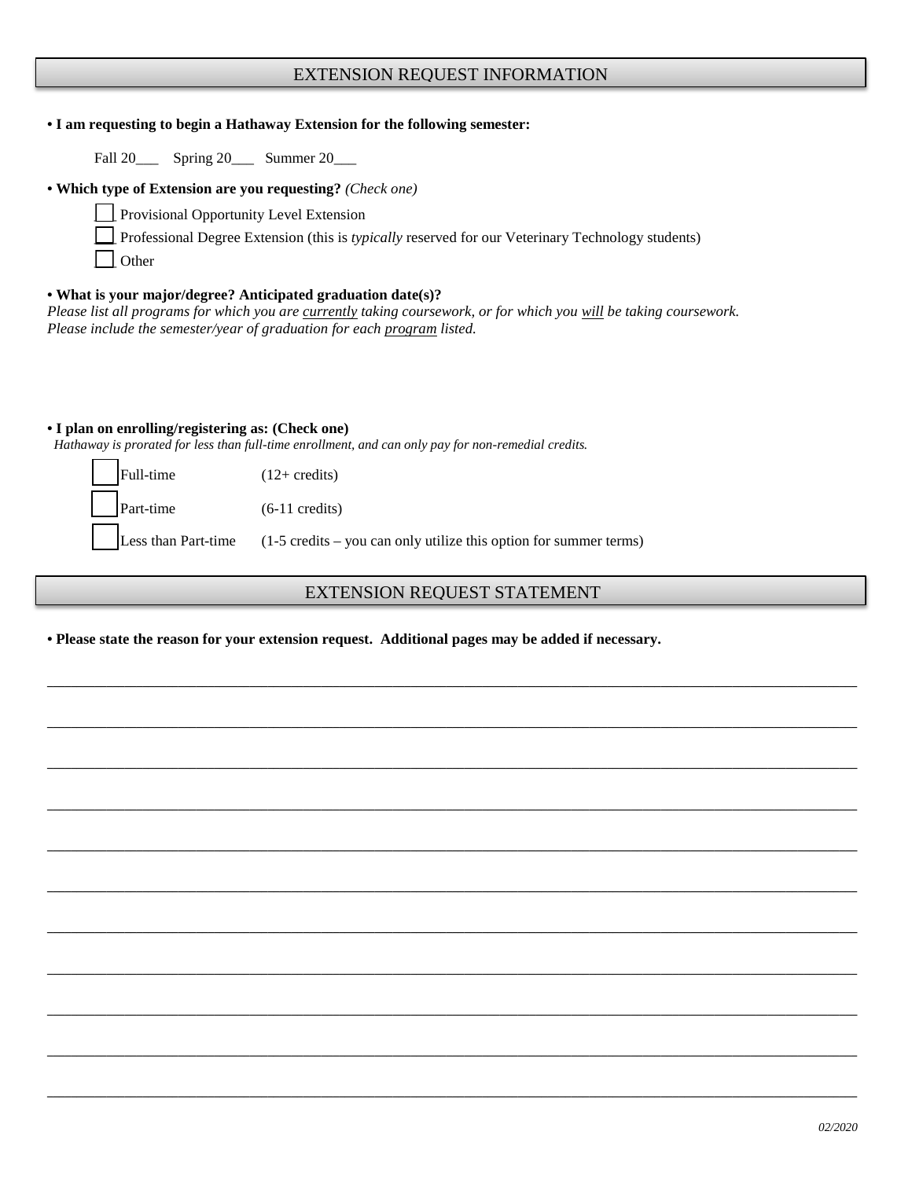## EXTENSION REQUEST INFORMATION

**• I am requesting to begin a Hathaway Extension for the following semester:**

Fall 20___ Spring 20___ Summer 20___

**• Which type of Extension are you requesting?** *(Check one)*

☐ Provisional Opportunity Level Extension

☐ Professional Degree Extension (this is *typically* reserved for our Veterinary Technology students)

☐ Other

**• What is your major/degree? Anticipated graduation date(s)?**

*Please list all programs for which you are currently taking coursework, or for which you will be taking coursework. Please include the semester/year of graduation for each program listed.*

**• I plan on enrolling/registering as: (Check one)**

*Hathaway is prorated for less than full-time enrollment, and can only pay for non-remedial credits.*

☐ Full-time (12+ credits)

☐ Part-time (6-11 credits)

☐ Less than Part-time (1-5 credits – you can only utilize this option for summer terms)

## EXTENSION REQUEST STATEMENT

**• Please state the reason for your extension request. Additional pages may be added if necessary.**

___________________________________________________________________________

___________________________________________________________________________

___________________________________________________________________________

___________________________________________________________________________

___________________________________________________________________________

___________________________________________________________________________

___________________________________________________________________________

___________________________________________________________________________

___________________________________________________________________________

___________________________________________________________________________

___________________________________________________________________________

*02/2020*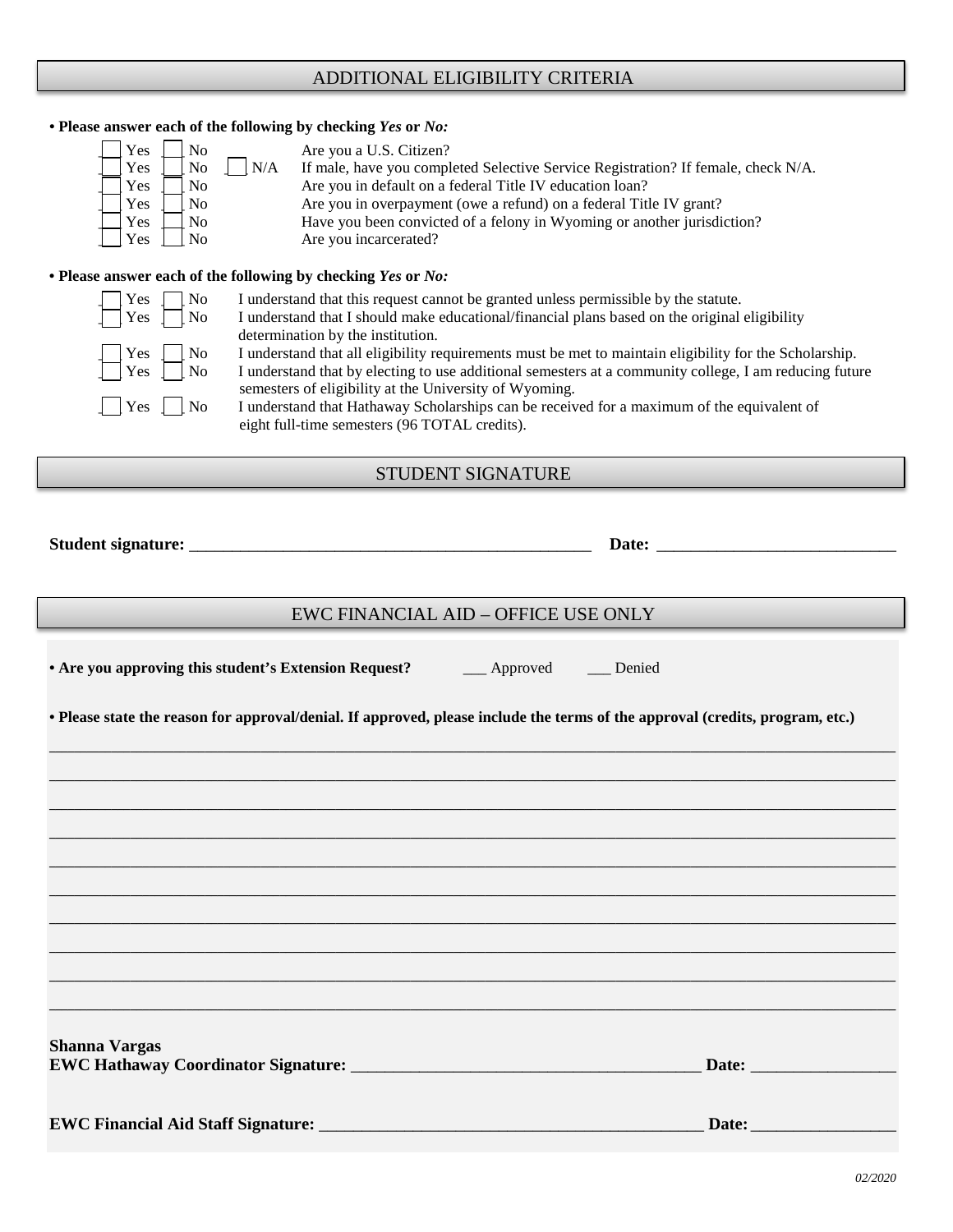## ADDITIONAL ELIGIBILITY CRITERIA

**• Please answer each of the following by checking *Yes* or *No:***

- ☐ Yes ☐ No — Are you a U.S. Citizen?
- ☐ Yes ☐ No ☐ N/A — If male, have you completed Selective Service Registration? If female, check N/A.
- ☐ Yes ☐ No — Are you in default on a federal Title IV education loan?
- ☐ Yes ☐ No — Are you in overpayment (owe a refund) on a federal Title IV grant?
- ☐ Yes ☐ No — Have you been convicted of a felony in Wyoming or another jurisdiction?
- ☐ Yes ☐ No — Are you incarcerated?

**• Please answer each of the following by checking *Yes* or *No:***

- ☐ Yes ☐ No — I understand that this request cannot be granted unless permissible by the statute.
- ☐ Yes ☐ No — I understand that I should make educational/financial plans based on the original eligibility determination by the institution.
- ☐ Yes ☐ No — I understand that all eligibility requirements must be met to maintain eligibility for the Scholarship.
- ☐ Yes ☐ No — I understand that by electing to use additional semesters at a community college, I am reducing future semesters of eligibility at the University of Wyoming.
- ☐ Yes ☐ No — I understand that Hathaway Scholarships can be received for a maximum of the equivalent of eight full-time semesters (96 TOTAL credits).

## STUDENT SIGNATURE

**Student signature:** ______________________________________________ **Date:** ___________________________

## EWC FINANCIAL AID – OFFICE USE ONLY

**• Are you approving this student's Extension Request?** ___ Approved ___ Denied

**• Please state the reason for approval/denial. If approved, please include the terms of the approval (credits, program, etc.)**

______________________________________________________________________________________________

______________________________________________________________________________________________

______________________________________________________________________________________________

______________________________________________________________________________________________

______________________________________________________________________________________________

______________________________________________________________________________________________

______________________________________________________________________________________________

______________________________________________________________________________________________

______________________________________________________________________________________________

______________________________________________________________________________________________

**Shanna Vargas**
**EWC Hathaway Coordinator Signature:** ________________________________________ **Date:** ________________

**EWC Financial Aid Staff Signature:** ____________________________________________ **Date:** ________________

*02/2020*